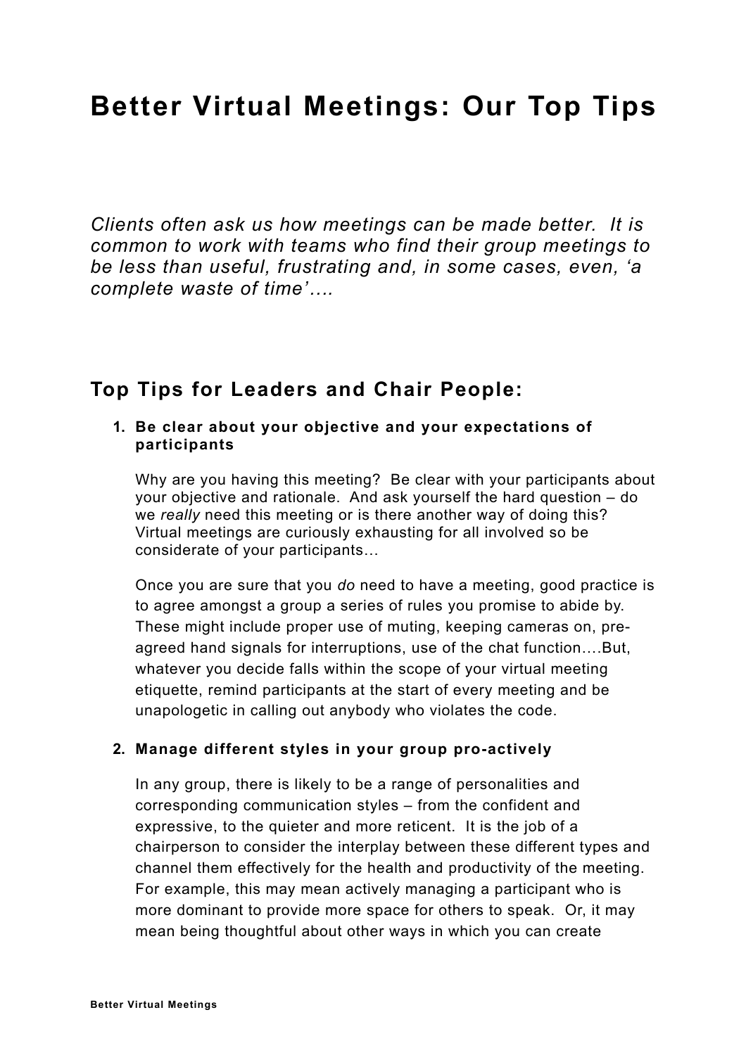# Better Virtual Meetings: Our Top Tips

*Clients often ask us how meetings can be made better. It is common to work with teams who find their group meetings to be less than useful, frustrating and, in some cases, even, 'a complete waste of time'….*

## Top Tips for Leaders and Chair People:

1. **Be clear about your objective and your expectations of participants**

   Why are you having this meeting? Be clear with your participants about your objective and rationale. And ask yourself the hard question – do we *really* need this meeting or is there another way of doing this? Virtual meetings are curiously exhausting for all involved so be considerate of your participants…

   Once you are sure that you *do* need to have a meeting, good practice is to agree amongst a group a series of rules you promise to abide by. These might include proper use of muting, keeping cameras on, pre-agreed hand signals for interruptions, use of the chat function….But, whatever you decide falls within the scope of your virtual meeting etiquette, remind participants at the start of every meeting and be unapologetic in calling out anybody who violates the code.

2. **Manage different styles in your group pro-actively**

   In any group, there is likely to be a range of personalities and corresponding communication styles – from the confident and expressive, to the quieter and more reticent. It is the job of a chairperson to consider the interplay between these different types and channel them effectively for the health and productivity of the meeting. For example, this may mean actively managing a participant who is more dominant to provide more space for others to speak. Or, it may mean being thoughtful about other ways in which you can create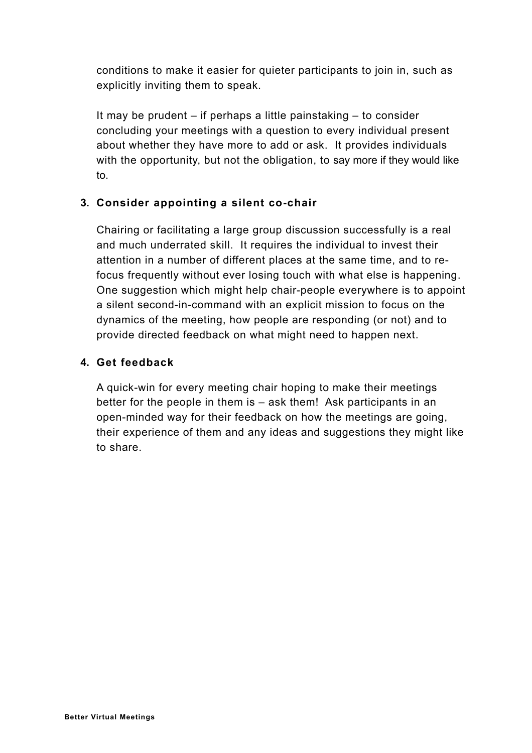conditions to make it easier for quieter participants to join in, such as explicitly inviting them to speak.

It may be prudent – if perhaps a little painstaking – to consider concluding your meetings with a question to every individual present about whether they have more to add or ask. It provides individuals with the opportunity, but not the obligation, to say more if they would like to.

3. **Consider appointing a silent co-chair**

   Chairing or facilitating a large group discussion successfully is a real and much underrated skill. It requires the individual to invest their attention in a number of different places at the same time, and to re-focus frequently without ever losing touch with what else is happening. One suggestion which might help chair-people everywhere is to appoint a silent second-in-command with an explicit mission to focus on the dynamics of the meeting, how people are responding (or not) and to provide directed feedback on what might need to happen next.

4. **Get feedback**

   A quick-win for every meeting chair hoping to make their meetings better for the people in them is – ask them! Ask participants in an open-minded way for their feedback on how the meetings are going, their experience of them and any ideas and suggestions they might like to share.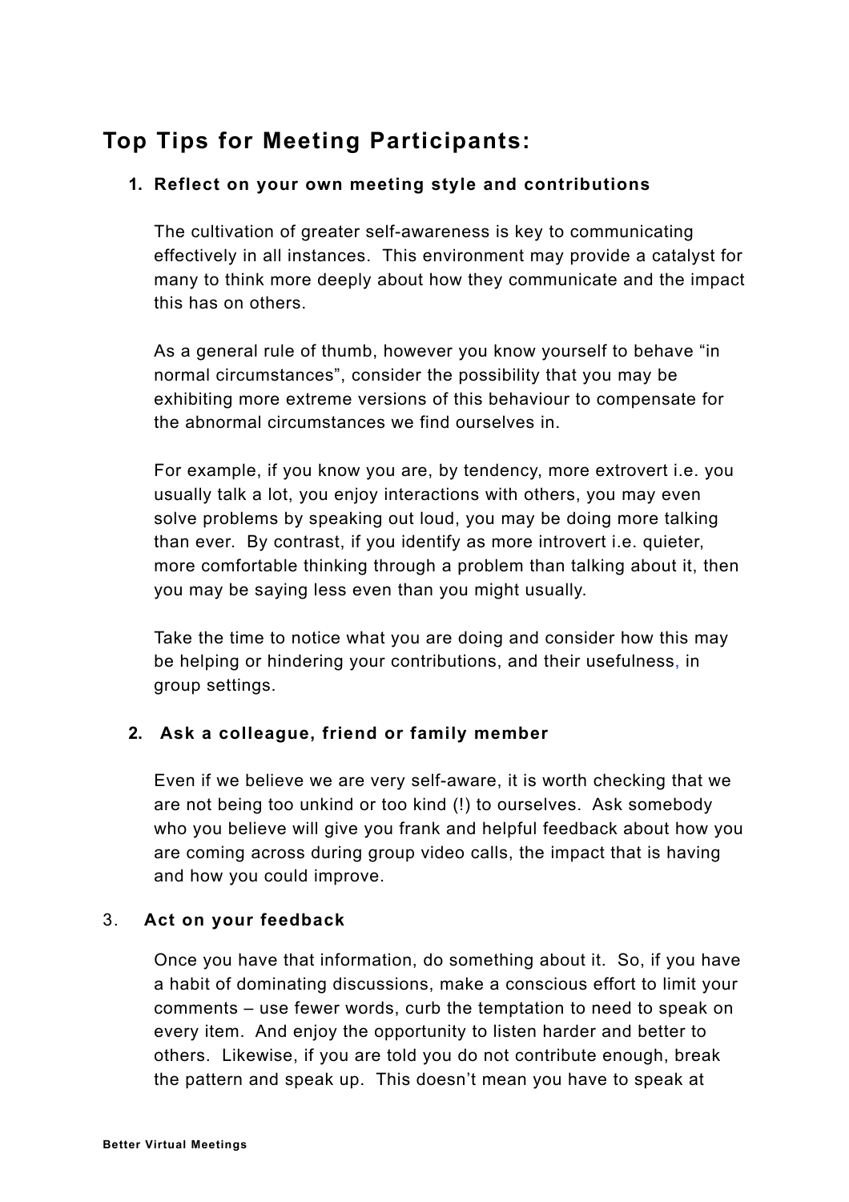## Top Tips for Meeting Participants:

1. **Reflect on your own meeting style and contributions**

   The cultivation of greater self-awareness is key to communicating effectively in all instances. This environment may provide a catalyst for many to think more deeply about how they communicate and the impact this has on others.

   As a general rule of thumb, however you know yourself to behave "in normal circumstances", consider the possibility that you may be exhibiting more extreme versions of this behaviour to compensate for the abnormal circumstances we find ourselves in.

   For example, if you know you are, by tendency, more extrovert i.e. you usually talk a lot, you enjoy interactions with others, you may even solve problems by speaking out loud, you may be doing more talking than ever. By contrast, if you identify as more introvert i.e. quieter, more comfortable thinking through a problem than talking about it, then you may be saying less even than you might usually.

   Take the time to notice what you are doing and consider how this may be helping or hindering your contributions, and their usefulness, in group settings.

2. **Ask a colleague, friend or family member**

   Even if we believe we are very self-aware, it is worth checking that we are not being too unkind or too kind (!) to ourselves. Ask somebody who you believe will give you frank and helpful feedback about how you are coming across during group video calls, the impact that is having and how you could improve.

3. **Act on your feedback**

   Once you have that information, do something about it. So, if you have a habit of dominating discussions, make a conscious effort to limit your comments – use fewer words, curb the temptation to need to speak on every item. And enjoy the opportunity to listen harder and better to others. Likewise, if you are told you do not contribute enough, break the pattern and speak up. This doesn't mean you have to speak at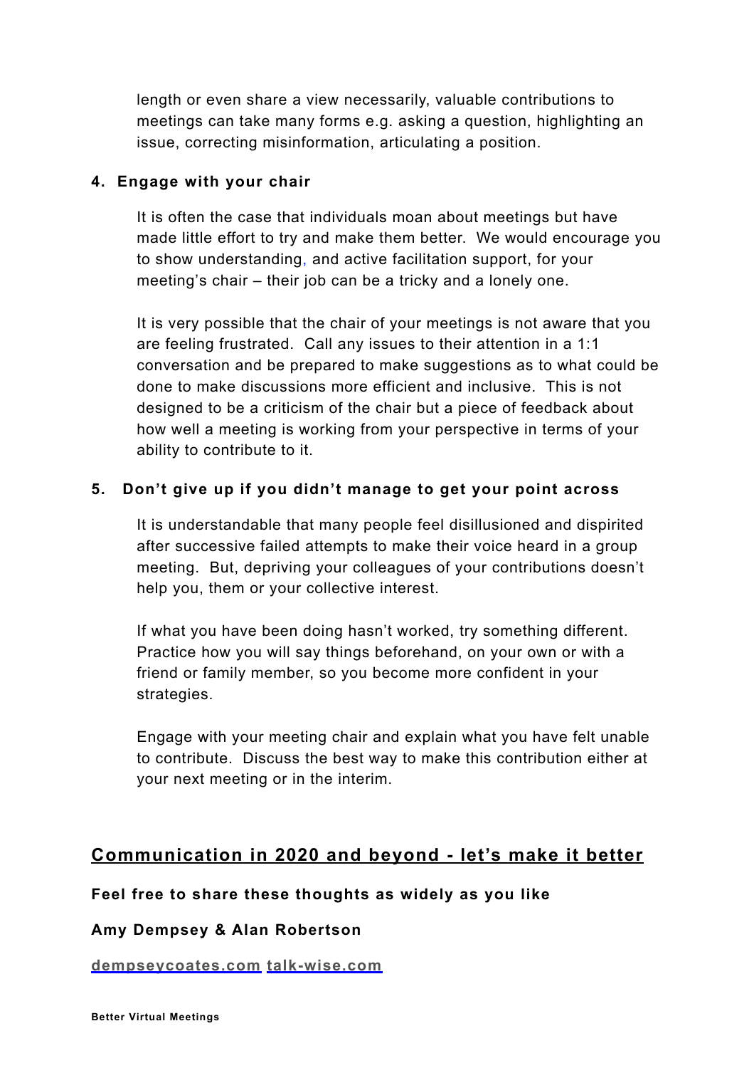length or even share a view necessarily, valuable contributions to meetings can take many forms e.g. asking a question, highlighting an issue, correcting misinformation, articulating a position.

**4. Engage with your chair**

It is often the case that individuals moan about meetings but have made little effort to try and make them better. We would encourage you to show understanding, and active facilitation support, for your meeting's chair – their job can be a tricky and a lonely one.

It is very possible that the chair of your meetings is not aware that you are feeling frustrated. Call any issues to their attention in a 1:1 conversation and be prepared to make suggestions as to what could be done to make discussions more efficient and inclusive. This is not designed to be a criticism of the chair but a piece of feedback about how well a meeting is working from your perspective in terms of your ability to contribute to it.

**5. Don't give up if you didn't manage to get your point across**

It is understandable that many people feel disillusioned and dispirited after successive failed attempts to make their voice heard in a group meeting. But, depriving your colleagues of your contributions doesn't help you, them or your collective interest.

If what you have been doing hasn't worked, try something different. Practice how you will say things beforehand, on your own or with a friend or family member, so you become more confident in your strategies.

Engage with your meeting chair and explain what you have felt unable to contribute. Discuss the best way to make this contribution either at your next meeting or in the interim.

## Communication in 2020 and beyond - let's make it better

**Feel free to share these thoughts as widely as you like**

**Amy Dempsey & Alan Robertson**

**dempseycoates.com talk-wise.com**